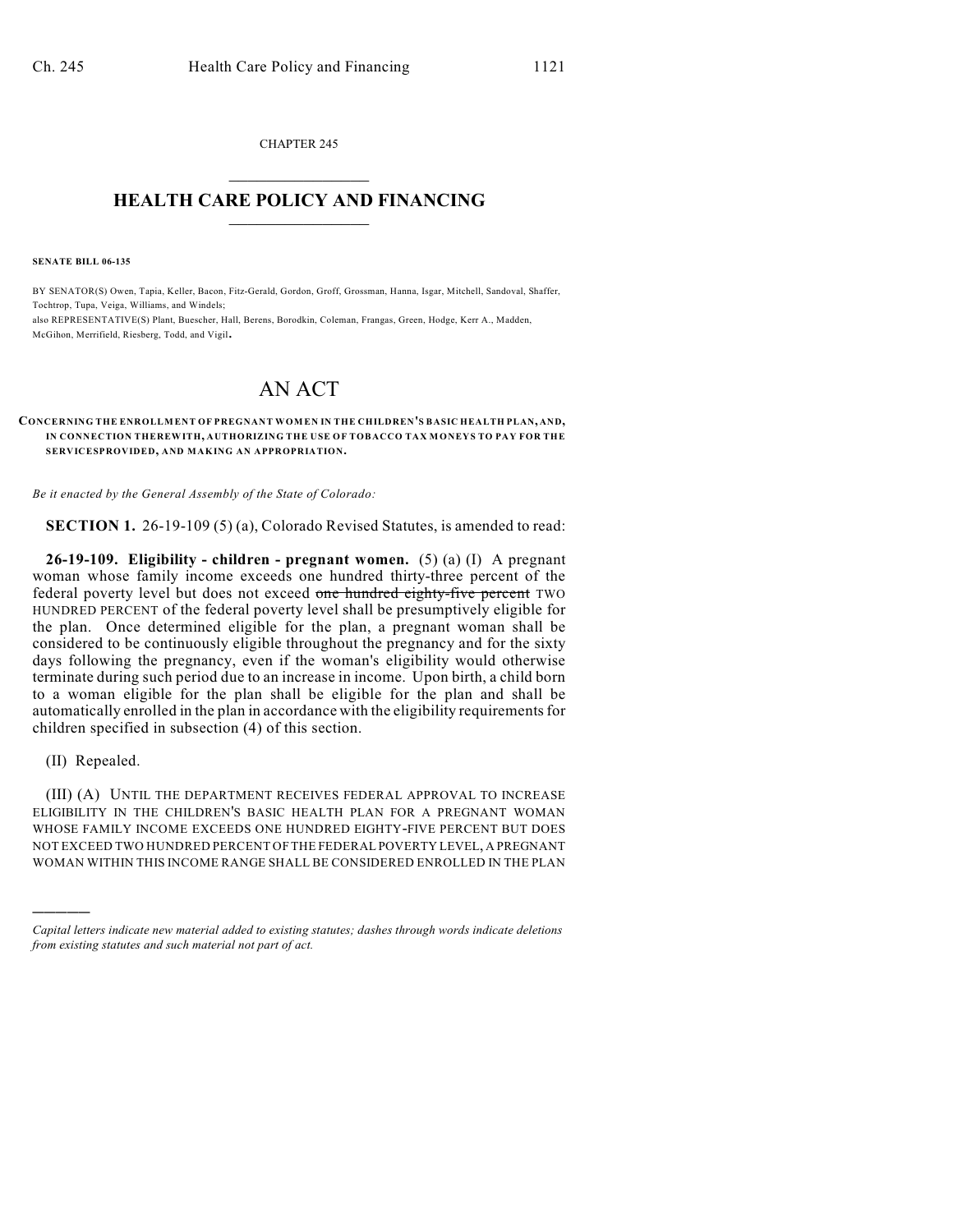CHAPTER 245

# HEALTH CARE POLICY AND FINANCING

**SENATE BILL 06-135**

BY SENATOR(S) Owen, Tapia, Keller, Bacon, Fitz-Gerald, Gordon, Groff, Grossman, Hanna, Isgar, Mitchell, Sandoval, Shaffer, Tochtrop, Tupa, Veiga, Williams, and Windels;
also REPRESENTATIVE(S) Plant, Buescher, Hall, Berens, Borodkin, Coleman, Frangas, Green, Hodge, Kerr A., Madden, McGihon, Merrifield, Riesberg, Todd, and Vigil.

# AN ACT

**CONCERNING THE ENROLLMENT OF PREGNANT WOMEN IN THE CHILDREN'S BASIC HEALTH PLAN, AND, IN CONNECTION THEREWITH, AUTHORIZING THE USE OF TOBACCO TAX MONEYS TO PAY FOR THE SERVICESPROVIDED, AND MAKING AN APPROPRIATION.**

*Be it enacted by the General Assembly of the State of Colorado:*

**SECTION 1.** 26-19-109 (5) (a), Colorado Revised Statutes, is amended to read:

**26-19-109. Eligibility - children - pregnant women.** (5) (a) (I) A pregnant woman whose family income exceeds one hundred thirty-three percent of the federal poverty level but does not exceed ~~one hundred eighty-five percent~~ TWO HUNDRED PERCENT of the federal poverty level shall be presumptively eligible for the plan. Once determined eligible for the plan, a pregnant woman shall be considered to be continuously eligible throughout the pregnancy and for the sixty days following the pregnancy, even if the woman's eligibility would otherwise terminate during such period due to an increase in income. Upon birth, a child born to a woman eligible for the plan shall be eligible for the plan and shall be automatically enrolled in the plan in accordance with the eligibility requirements for children specified in subsection (4) of this section.

(II) Repealed.

(III) (A) UNTIL THE DEPARTMENT RECEIVES FEDERAL APPROVAL TO INCREASE ELIGIBILITY IN THE CHILDREN'S BASIC HEALTH PLAN FOR A PREGNANT WOMAN WHOSE FAMILY INCOME EXCEEDS ONE HUNDRED EIGHTY-FIVE PERCENT BUT DOES NOT EXCEED TWO HUNDRED PERCENT OF THE FEDERAL POVERTY LEVEL, A PREGNANT WOMAN WITHIN THIS INCOME RANGE SHALL BE CONSIDERED ENROLLED IN THE PLAN

---

*Capital letters indicate new material added to existing statutes; dashes through words indicate deletions from existing statutes and such material not part of act.*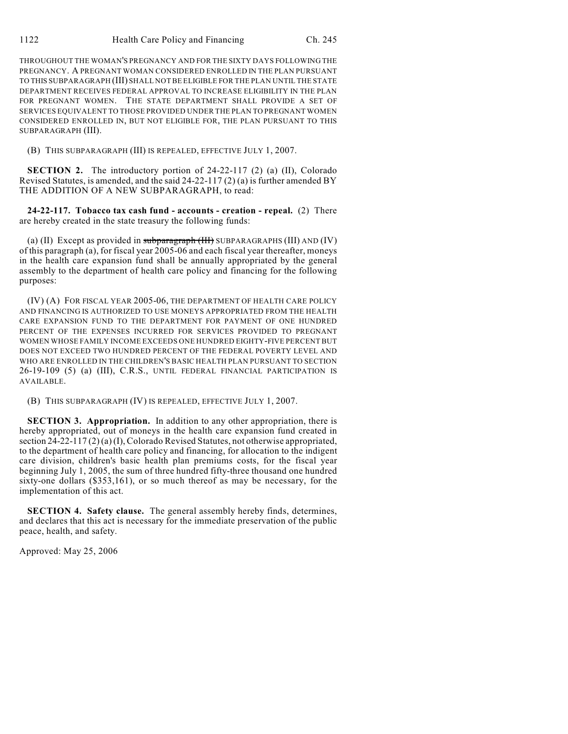THROUGHOUT THE WOMAN'S PREGNANCY AND FOR THE SIXTY DAYS FOLLOWING THE PREGNANCY. A PREGNANT WOMAN CONSIDERED ENROLLED IN THE PLAN PURSUANT TO THIS SUBPARAGRAPH (III) SHALL NOT BE ELIGIBLE FOR THE PLAN UNTIL THE STATE DEPARTMENT RECEIVES FEDERAL APPROVAL TO INCREASE ELIGIBILITY IN THE PLAN FOR PREGNANT WOMEN. THE STATE DEPARTMENT SHALL PROVIDE A SET OF SERVICES EQUIVALENT TO THOSE PROVIDED UNDER THE PLAN TO PREGNANT WOMEN CONSIDERED ENROLLED IN, BUT NOT ELIGIBLE FOR, THE PLAN PURSUANT TO THIS SUBPARAGRAPH (III).

(B) THIS SUBPARAGRAPH (III) IS REPEALED, EFFECTIVE JULY 1, 2007.

**SECTION 2.** The introductory portion of 24-22-117 (2) (a) (II), Colorado Revised Statutes, is amended, and the said 24-22-117 (2) (a) is further amended BY THE ADDITION OF A NEW SUBPARAGRAPH, to read:

**24-22-117. Tobacco tax cash fund - accounts - creation - repeal.** (2) There are hereby created in the state treasury the following funds:

(a) (II) Except as provided in ~~subparagraph (III)~~ SUBPARAGRAPHS (III) AND (IV) of this paragraph (a), for fiscal year 2005-06 and each fiscal year thereafter, moneys in the health care expansion fund shall be annually appropriated by the general assembly to the department of health care policy and financing for the following purposes:

(IV) (A) FOR FISCAL YEAR 2005-06, THE DEPARTMENT OF HEALTH CARE POLICY AND FINANCING IS AUTHORIZED TO USE MONEYS APPROPRIATED FROM THE HEALTH CARE EXPANSION FUND TO THE DEPARTMENT FOR PAYMENT OF ONE HUNDRED PERCENT OF THE EXPENSES INCURRED FOR SERVICES PROVIDED TO PREGNANT WOMEN WHOSE FAMILY INCOME EXCEEDS ONE HUNDRED EIGHTY-FIVE PERCENT BUT DOES NOT EXCEED TWO HUNDRED PERCENT OF THE FEDERAL POVERTY LEVEL AND WHO ARE ENROLLED IN THE CHILDREN'S BASIC HEALTH PLAN PURSUANT TO SECTION 26-19-109 (5) (a) (III), C.R.S., UNTIL FEDERAL FINANCIAL PARTICIPATION IS AVAILABLE.

(B) THIS SUBPARAGRAPH (IV) IS REPEALED, EFFECTIVE JULY 1, 2007.

**SECTION 3. Appropriation.** In addition to any other appropriation, there is hereby appropriated, out of moneys in the health care expansion fund created in section 24-22-117 (2) (a) (I), Colorado Revised Statutes, not otherwise appropriated, to the department of health care policy and financing, for allocation to the indigent care division, children's basic health plan premiums costs, for the fiscal year beginning July 1, 2005, the sum of three hundred fifty-three thousand one hundred sixty-one dollars ($353,161), or so much thereof as may be necessary, for the implementation of this act.

**SECTION 4. Safety clause.** The general assembly hereby finds, determines, and declares that this act is necessary for the immediate preservation of the public peace, health, and safety.

Approved: May 25, 2006